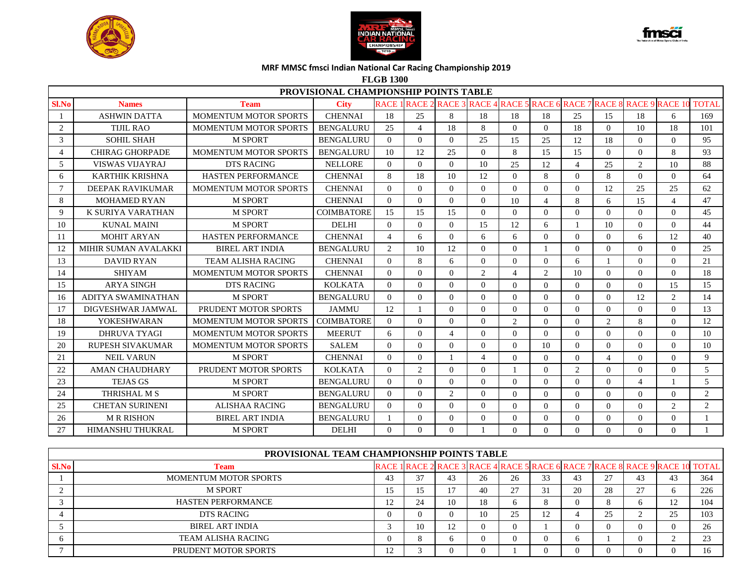# MRF MMSC fmsci Indian National Car Racing Championship 2019

## FLGB 1300

| PROVISIONAL CHAMPIONSHIP POINTS TABLE | | | | | | | | | | | | | | |
|---|---|---|---|---|---|---|---|---|---|---|---|---|---|---|
| **Sl.No** | **Names** | **Team** | **City** | RACE 1 | RACE 2 | RACE 3 | RACE 4 | RACE 5 | RACE 6 | RACE 7 | RACE 8 | RACE 9 | RACE 10 | TOTAL |
| 1 | ASHWIN DATTA | MOMENTUM MOTOR SPORTS | CHENNAI | 18 | 25 | 8 | 18 | 18 | 18 | 25 | 15 | 18 | 6 | 169 |
| 2 | TIJIL RAO | MOMENTUM MOTOR SPORTS | BENGALURU | 25 | 4 | 18 | 8 | 0 | 0 | 18 | 0 | 10 | 18 | 101 |
| 3 | SOHIL SHAH | M SPORT | BENGALURU | 0 | 0 | 0 | 25 | 15 | 25 | 12 | 18 | 0 | 0 | 95 |
| 4 | CHIRAG GHORPADE | MOMENTUM MOTOR SPORTS | BENGALURU | 10 | 12 | 25 | 0 | 8 | 15 | 15 | 0 | 0 | 8 | 93 |
| 5 | VISWAS VIJAYRAJ | DTS RACING | NELLORE | 0 | 0 | 0 | 10 | 25 | 12 | 4 | 25 | 2 | 10 | 88 |
| 6 | KARTHIK KRISHNA | HASTEN PERFORMANCE | CHENNAI | 8 | 18 | 10 | 12 | 0 | 8 | 0 | 8 | 0 | 0 | 64 |
| 7 | DEEPAK RAVIKUMAR | MOMENTUM MOTOR SPORTS | CHENNAI | 0 | 0 | 0 | 0 | 0 | 0 | 0 | 12 | 25 | 25 | 62 |
| 8 | MOHAMED RYAN | M SPORT | CHENNAI | 0 | 0 | 0 | 0 | 10 | 4 | 8 | 6 | 15 | 4 | 47 |
| 9 | K SURIYA VARATHAN | M SPORT | COIMBATORE | 15 | 15 | 15 | 0 | 0 | 0 | 0 | 0 | 0 | 0 | 45 |
| 10 | KUNAL MAINI | M SPORT | DELHI | 0 | 0 | 0 | 15 | 12 | 6 | 1 | 10 | 0 | 0 | 44 |
| 11 | MOHIT ARYAN | HASTEN PERFORMANCE | CHENNAI | 4 | 6 | 0 | 6 | 6 | 0 | 0 | 0 | 6 | 12 | 40 |
| 12 | MIHIR SUMAN AVALAKKI | BIREL ART INDIA | BENGALURU | 2 | 10 | 12 | 0 | 0 | 1 | 0 | 0 | 0 | 0 | 25 |
| 13 | DAVID RYAN | TEAM ALISHA RACING | CHENNAI | 0 | 8 | 6 | 0 | 0 | 0 | 6 | 1 | 0 | 0 | 21 |
| 14 | SHIYAM | MOMENTUM MOTOR SPORTS | CHENNAI | 0 | 0 | 0 | 2 | 4 | 2 | 10 | 0 | 0 | 0 | 18 |
| 15 | ARYA SINGH | DTS RACING | KOLKATA | 0 | 0 | 0 | 0 | 0 | 0 | 0 | 0 | 0 | 15 | 15 |
| 16 | ADITYA SWAMINATHAN | M SPORT | BENGALURU | 0 | 0 | 0 | 0 | 0 | 0 | 0 | 0 | 12 | 2 | 14 |
| 17 | DIGVESHWAR JAMWAL | PRUDENT MOTOR SPORTS | JAMMU | 12 | 1 | 0 | 0 | 0 | 0 | 0 | 0 | 0 | 0 | 13 |
| 18 | YOKESHWARAN | MOMENTUM MOTOR SPORTS | COIMBATORE | 0 | 0 | 0 | 0 | 2 | 0 | 0 | 2 | 8 | 0 | 12 |
| 19 | DHRUVA TYAGI | MOMENTUM MOTOR SPORTS | MEERUT | 6 | 0 | 4 | 0 | 0 | 0 | 0 | 0 | 0 | 0 | 10 |
| 20 | RUPESH SIVAKUMAR | MOMENTUM MOTOR SPORTS | SALEM | 0 | 0 | 0 | 0 | 0 | 10 | 0 | 0 | 0 | 0 | 10 |
| 21 | NEIL VARUN | M SPORT | CHENNAI | 0 | 0 | 1 | 4 | 0 | 0 | 0 | 4 | 0 | 0 | 9 |
| 22 | AMAN CHAUDHARY | PRUDENT MOTOR SPORTS | KOLKATA | 0 | 2 | 0 | 0 | 1 | 0 | 2 | 0 | 0 | 0 | 5 |
| 23 | TEJAS GS | M SPORT | BENGALURU | 0 | 0 | 0 | 0 | 0 | 0 | 0 | 0 | 4 | 1 | 5 |
| 24 | THRISHAL M S | M SPORT | BENGALURU | 0 | 0 | 2 | 0 | 0 | 0 | 0 | 0 | 0 | 0 | 2 |
| 25 | CHETAN SURINENI | ALISHAA RACING | BENGALURU | 0 | 0 | 0 | 0 | 0 | 0 | 0 | 0 | 0 | 2 | 2 |
| 26 | M R RISHON | BIREL ART INDIA | BENGALURU | 1 | 0 | 0 | 0 | 0 | 0 | 0 | 0 | 0 | 0 | 1 |
| 27 | HIMANSHU THUKRAL | M SPORT | DELHI | 0 | 0 | 0 | 1 | 0 | 0 | 0 | 0 | 0 | 0 | 1 |

| PROVISIONAL TEAM CHAMPIONSHIP POINTS TABLE | | | | | | | | | | | | |
|---|---|---|---|---|---|---|---|---|---|---|---|---|
| **Sl.No** | **Team** | RACE 1 | RACE 2 | RACE 3 | RACE 4 | RACE 5 | RACE 6 | RACE 7 | RACE 8 | RACE 9 | RACE 10 | TOTAL |
| 1 | MOMENTUM MOTOR SPORTS | 43 | 37 | 43 | 26 | 26 | 33 | 43 | 27 | 43 | 43 | 364 |
| 2 | M SPORT | 15 | 15 | 17 | 40 | 27 | 31 | 20 | 28 | 27 | 6 | 226 |
| 3 | HASTEN PERFORMANCE | 12 | 24 | 10 | 18 | 6 | 8 | 0 | 8 | 6 | 12 | 104 |
| 4 | DTS RACING | 0 | 0 | 0 | 10 | 25 | 12 | 4 | 25 | 2 | 25 | 103 |
| 5 | BIREL ART INDIA | 3 | 10 | 12 | 0 | 0 | 1 | 0 | 0 | 0 | 0 | 26 |
| 6 | TEAM ALISHA RACING | 0 | 8 | 6 | 0 | 0 | 0 | 6 | 1 | 0 | 2 | 23 |
| 7 | PRUDENT MOTOR SPORTS | 12 | 3 | 0 | 0 | 1 | 0 | 0 | 0 | 0 | 0 | 16 |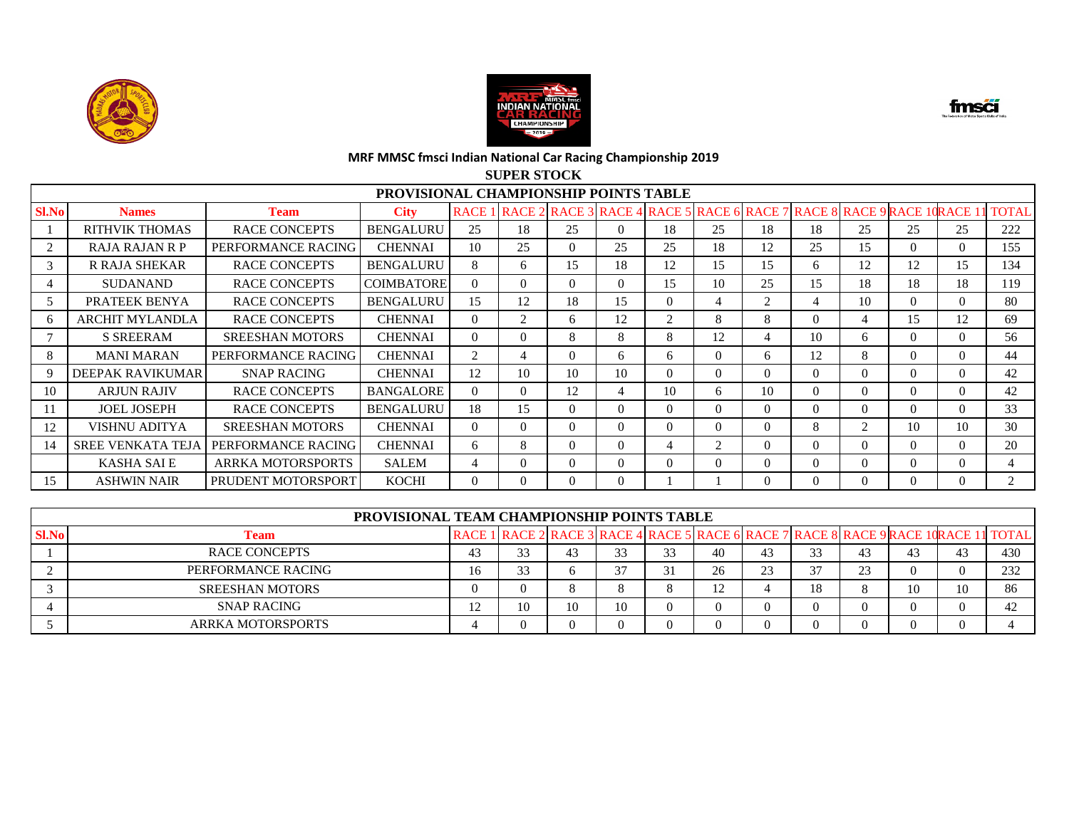**MRF MMSC fmsci Indian National Car Racing Championship 2019**

**SUPER STOCK**

| PROVISIONAL CHAMPIONSHIP POINTS TABLE | | | | | | | | | | | | | | | |
|---|---|---|---|---|---|---|---|---|---|---|---|---|---|---|---|
| **Sl.No** | **Names** | **Team** | **City** | RACE 1 | RACE 2 | RACE 3 | RACE 4 | RACE 5 | RACE 6 | RACE 7 | RACE 8 | RACE 9 | RACE 10 | RACE 11 | TOTAL |
| 1 | RITHVIK THOMAS | RACE CONCEPTS | BENGALURU | 25 | 18 | 25 | 0 | 18 | 25 | 18 | 18 | 25 | 25 | 25 | 222 |
| 2 | RAJA RAJAN R P | PERFORMANCE RACING | CHENNAI | 10 | 25 | 0 | 25 | 25 | 18 | 12 | 25 | 15 | 0 | 0 | 155 |
| 3 | R RAJA SHEKAR | RACE CONCEPTS | BENGALURU | 8 | 6 | 15 | 18 | 12 | 15 | 15 | 6 | 12 | 12 | 15 | 134 |
| 4 | SUDANAND | RACE CONCEPTS | COIMBATORE | 0 | 0 | 0 | 0 | 15 | 10 | 25 | 15 | 18 | 18 | 18 | 119 |
| 5 | PRATEEK BENYA | RACE CONCEPTS | BENGALURU | 15 | 12 | 18 | 15 | 0 | 4 | 2 | 4 | 10 | 0 | 0 | 80 |
| 6 | ARCHIT MYLANDLA | RACE CONCEPTS | CHENNAI | 0 | 2 | 6 | 12 | 2 | 8 | 8 | 0 | 4 | 15 | 12 | 69 |
| 7 | S SREERAM | SREESHAN MOTORS | CHENNAI | 0 | 0 | 8 | 8 | 8 | 12 | 4 | 10 | 6 | 0 | 0 | 56 |
| 8 | MANI MARAN | PERFORMANCE RACING | CHENNAI | 2 | 4 | 0 | 6 | 6 | 0 | 6 | 12 | 8 | 0 | 0 | 44 |
| 9 | DEEPAK RAVIKUMAR | SNAP RACING | CHENNAI | 12 | 10 | 10 | 10 | 0 | 0 | 0 | 0 | 0 | 0 | 0 | 42 |
| 10 | ARJUN RAJIV | RACE CONCEPTS | BANGALORE | 0 | 0 | 12 | 4 | 10 | 6 | 10 | 0 | 0 | 0 | 0 | 42 |
| 11 | JOEL JOSEPH | RACE CONCEPTS | BENGALURU | 18 | 15 | 0 | 0 | 0 | 0 | 0 | 0 | 0 | 0 | 0 | 33 |
| 12 | VISHNU ADITYA | SREESHAN MOTORS | CHENNAI | 0 | 0 | 0 | 0 | 0 | 0 | 0 | 8 | 2 | 10 | 10 | 30 |
| 14 | SREE VENKATA TEJA | PERFORMANCE RACING | CHENNAI | 6 | 8 | 0 | 0 | 4 | 2 | 0 | 0 | 0 | 0 | 0 | 20 |
| | KASHA SAI E | ARRKA MOTORSPORTS | SALEM | 4 | 0 | 0 | 0 | 0 | 0 | 0 | 0 | 0 | 0 | 0 | 4 |
| 15 | ASHWIN NAIR | PRUDENT MOTORSPORT | KOCHI | 0 | 0 | 0 | 0 | 1 | 1 | 0 | 0 | 0 | 0 | 0 | 2 |

| PROVISIONAL TEAM CHAMPIONSHIP POINTS TABLE | | | | | | | | | | | | | |
|---|---|---|---|---|---|---|---|---|---|---|---|---|---|
| **Sl.No** | **Team** | RACE 1 | RACE 2 | RACE 3 | RACE 4 | RACE 5 | RACE 6 | RACE 7 | RACE 8 | RACE 9 | RACE 10 | RACE 11 | TOTAL |
| 1 | RACE CONCEPTS | 43 | 33 | 43 | 33 | 33 | 40 | 43 | 33 | 43 | 43 | 43 | 430 |
| 2 | PERFORMANCE RACING | 16 | 33 | 6 | 37 | 31 | 26 | 23 | 37 | 23 | 0 | 0 | 232 |
| 3 | SREESHAN MOTORS | 0 | 0 | 8 | 8 | 8 | 12 | 4 | 18 | 8 | 10 | 10 | 86 |
| 4 | SNAP RACING | 12 | 10 | 10 | 10 | 0 | 0 | 0 | 0 | 0 | 0 | 0 | 42 |
| 5 | ARRKA MOTORSPORTS | 4 | 0 | 0 | 0 | 0 | 0 | 0 | 0 | 0 | 0 | 0 | 4 |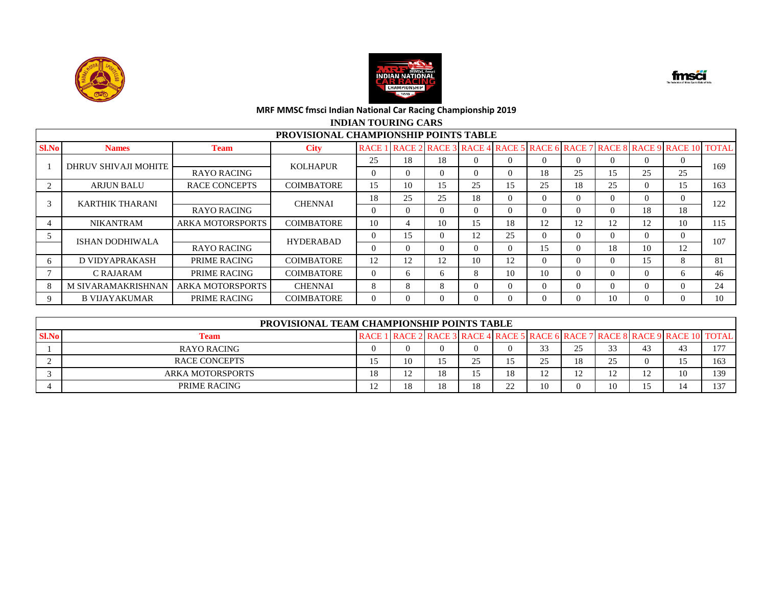MRF MMSC fmsci Indian National Car Racing Championship 2019

## INDIAN TOURING CARS

### PROVISIONAL CHAMPIONSHIP POINTS TABLE

| Sl.No | Names | Team | City | RACE 1 | RACE 2 | RACE 3 | RACE 4 | RACE 5 | RACE 6 | RACE 7 | RACE 8 | RACE 9 | RACE 10 | TOTAL |
|---|---|---|---|---|---|---|---|---|---|---|---|---|---|---|
| 1 | DHRUV SHIVAJI MOHITE | | KOLHAPUR | 25 | 18 | 18 | 0 | 0 | 0 | 0 | 0 | 0 | 0 | 169 |
| | | RAYO RACING | | 0 | 0 | 0 | 0 | 0 | 18 | 25 | 15 | 25 | 25 | |
| 2 | ARJUN BALU | RACE CONCEPTS | COIMBATORE | 15 | 10 | 15 | 25 | 15 | 25 | 18 | 25 | 0 | 15 | 163 |
| 3 | KARTHIK THARANI | | CHENNAI | 18 | 25 | 25 | 18 | 0 | 0 | 0 | 0 | 0 | 0 | 122 |
| | | RAYO RACING | | 0 | 0 | 0 | 0 | 0 | 0 | 0 | 0 | 18 | 18 | |
| 4 | NIKANTRAM | ARKA MOTORSPORTS | COIMBATORE | 10 | 4 | 10 | 15 | 18 | 12 | 12 | 12 | 12 | 10 | 115 |
| 5 | ISHAN DODHIWALA | | HYDERABAD | 0 | 15 | 0 | 12 | 25 | 0 | 0 | 0 | 0 | 0 | 107 |
| | | RAYO RACING | | 0 | 0 | 0 | 0 | 0 | 15 | 0 | 18 | 10 | 12 | |
| 6 | D VIDYAPRAKASH | PRIME RACING | COIMBATORE | 12 | 12 | 12 | 10 | 12 | 0 | 0 | 0 | 15 | 8 | 81 |
| 7 | C RAJARAM | PRIME RACING | COIMBATORE | 0 | 6 | 6 | 8 | 10 | 10 | 0 | 0 | 0 | 6 | 46 |
| 8 | M SIVARAMAKRISHNAN | ARKA MOTORSPORTS | CHENNAI | 8 | 8 | 8 | 0 | 0 | 0 | 0 | 0 | 0 | 0 | 24 |
| 9 | B VIJAYAKUMAR | PRIME RACING | COIMBATORE | 0 | 0 | 0 | 0 | 0 | 0 | 0 | 10 | 0 | 0 | 10 |

### PROVISIONAL TEAM CHAMPIONSHIP POINTS TABLE

| Sl.No | Team | RACE 1 | RACE 2 | RACE 3 | RACE 4 | RACE 5 | RACE 6 | RACE 7 | RACE 8 | RACE 9 | RACE 10 | TOTAL |
|---|---|---|---|---|---|---|---|---|---|---|---|---|
| 1 | RAYO RACING | 0 | 0 | 0 | 0 | 0 | 33 | 25 | 33 | 43 | 43 | 177 |
| 2 | RACE CONCEPTS | 15 | 10 | 15 | 25 | 15 | 25 | 18 | 25 | 0 | 15 | 163 |
| 3 | ARKA MOTORSPORTS | 18 | 12 | 18 | 15 | 18 | 12 | 12 | 12 | 12 | 10 | 139 |
| 4 | PRIME RACING | 12 | 18 | 18 | 18 | 22 | 10 | 0 | 10 | 15 | 14 | 137 |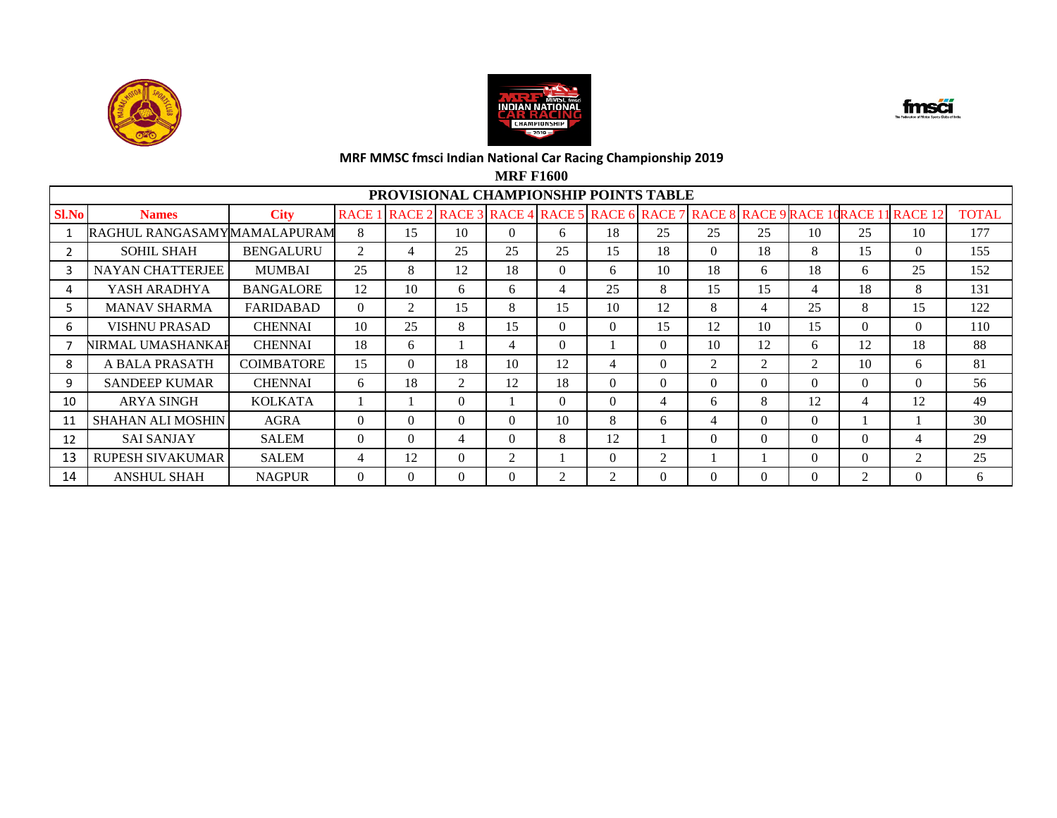## MRF MMSC fmsci Indian National Car Racing Championship 2019

**MRF F1600**

**PROVISIONAL CHAMPIONSHIP POINTS TABLE**

| Sl.No | Names | City | RACE 1 | RACE 2 | RACE 3 | RACE 4 | RACE 5 | RACE 6 | RACE 7 | RACE 8 | RACE 9 | RACE 10 | RACE 11 | RACE 12 | TOTAL |
|---|---|---|---|---|---|---|---|---|---|---|---|---|---|---|---|
| 1 | RAGHUL RANGASAMY | MAMALAPURAM | 8 | 15 | 10 | 0 | 6 | 18 | 25 | 25 | 25 | 10 | 25 | 10 | 177 |
| 2 | SOHIL SHAH | BENGALURU | 2 | 4 | 25 | 25 | 25 | 15 | 18 | 0 | 18 | 8 | 15 | 0 | 155 |
| 3 | NAYAN CHATTERJEE | MUMBAI | 25 | 8 | 12 | 18 | 0 | 6 | 10 | 18 | 6 | 18 | 6 | 25 | 152 |
| 4 | YASH ARADHYA | BANGALORE | 12 | 10 | 6 | 6 | 4 | 25 | 8 | 15 | 15 | 4 | 18 | 8 | 131 |
| 5 | MANAV SHARMA | FARIDABAD | 0 | 2 | 15 | 8 | 15 | 10 | 12 | 8 | 4 | 25 | 8 | 15 | 122 |
| 6 | VISHNU PRASAD | CHENNAI | 10 | 25 | 8 | 15 | 0 | 0 | 15 | 12 | 10 | 15 | 0 | 0 | 110 |
| 7 | NIRMAL UMASHANKAR | CHENNAI | 18 | 6 | 1 | 4 | 0 | 1 | 0 | 10 | 12 | 6 | 12 | 18 | 88 |
| 8 | A BALA PRASATH | COIMBATORE | 15 | 0 | 18 | 10 | 12 | 4 | 0 | 2 | 2 | 2 | 10 | 6 | 81 |
| 9 | SANDEEP KUMAR | CHENNAI | 6 | 18 | 2 | 12 | 18 | 0 | 0 | 0 | 0 | 0 | 0 | 0 | 56 |
| 10 | ARYA SINGH | KOLKATA | 1 | 1 | 0 | 1 | 0 | 0 | 4 | 6 | 8 | 12 | 4 | 12 | 49 |
| 11 | SHAHAN ALI MOSHIN | AGRA | 0 | 0 | 0 | 0 | 10 | 8 | 6 | 4 | 0 | 0 | 1 | 1 | 30 |
| 12 | SAI SANJAY | SALEM | 0 | 0 | 4 | 0 | 8 | 12 | 1 | 0 | 0 | 0 | 0 | 4 | 29 |
| 13 | RUPESH SIVAKUMAR | SALEM | 4 | 12 | 0 | 2 | 1 | 0 | 2 | 1 | 1 | 0 | 0 | 2 | 25 |
| 14 | ANSHUL SHAH | NAGPUR | 0 | 0 | 0 | 0 | 2 | 2 | 0 | 0 | 0 | 0 | 2 | 0 | 6 |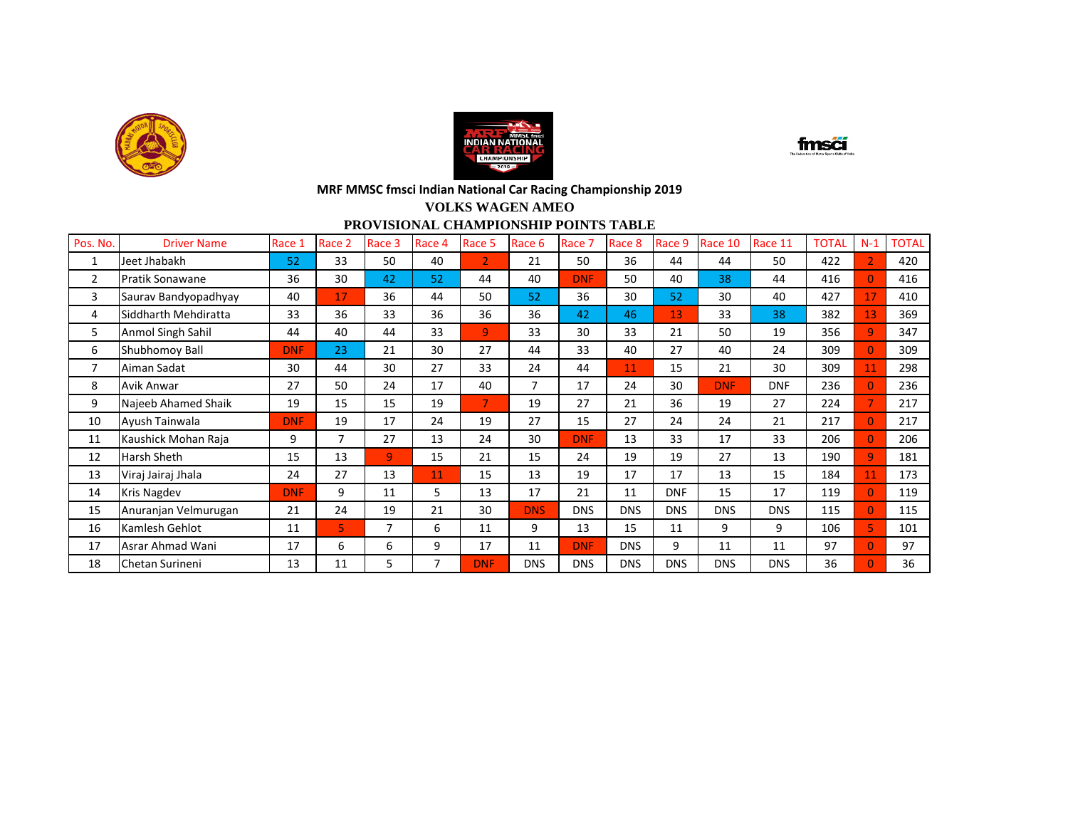**MRF MMSC fmsci Indian National Car Racing Championship 2019**

**VOLKS WAGEN AMEO**

**PROVISIONAL CHAMPIONSHIP POINTS TABLE**

| Pos. No. | Driver Name | Race 1 | Race 2 | Race 3 | Race 4 | Race 5 | Race 6 | Race 7 | Race 8 | Race 9 | Race 10 | Race 11 | TOTAL | N-1 | TOTAL |
|---|---|---|---|---|---|---|---|---|---|---|---|---|---|---|---|
| 1 | Jeet Jhabakh | 52 | 33 | 50 | 40 | 2 | 21 | 50 | 36 | 44 | 44 | 50 | 422 | 2 | 420 |
| 2 | Pratik Sonawane | 36 | 30 | 42 | 52 | 44 | 40 | DNF | 50 | 40 | 38 | 44 | 416 | 0 | 416 |
| 3 | Saurav Bandyopadhyay | 40 | 17 | 36 | 44 | 50 | 52 | 36 | 30 | 52 | 30 | 40 | 427 | 17 | 410 |
| 4 | Siddharth Mehdiratta | 33 | 36 | 33 | 36 | 36 | 36 | 42 | 46 | 13 | 33 | 38 | 382 | 13 | 369 |
| 5 | Anmol Singh Sahil | 44 | 40 | 44 | 33 | 9 | 33 | 30 | 33 | 21 | 50 | 19 | 356 | 9 | 347 |
| 6 | Shubhomoy Ball | DNF | 23 | 21 | 30 | 27 | 44 | 33 | 40 | 27 | 40 | 24 | 309 | 0 | 309 |
| 7 | Aiman Sadat | 30 | 44 | 30 | 27 | 33 | 24 | 44 | 11 | 15 | 21 | 30 | 309 | 11 | 298 |
| 8 | Avik Anwar | 27 | 50 | 24 | 17 | 40 | 7 | 17 | 24 | 30 | DNF | DNF | 236 | 0 | 236 |
| 9 | Najeeb Ahamed Shaik | 19 | 15 | 15 | 19 | 7 | 19 | 27 | 21 | 36 | 19 | 27 | 224 | 7 | 217 |
| 10 | Ayush Tainwala | DNF | 19 | 17 | 24 | 19 | 27 | 15 | 27 | 24 | 24 | 21 | 217 | 0 | 217 |
| 11 | Kaushick Mohan Raja | 9 | 7 | 27 | 13 | 24 | 30 | DNF | 13 | 33 | 17 | 33 | 206 | 0 | 206 |
| 12 | Harsh Sheth | 15 | 13 | 9 | 15 | 21 | 15 | 24 | 19 | 19 | 27 | 13 | 190 | 9 | 181 |
| 13 | Viraj Jairaj Jhala | 24 | 27 | 13 | 11 | 15 | 13 | 19 | 17 | 17 | 13 | 15 | 184 | 11 | 173 |
| 14 | Kris Nagdev | DNF | 9 | 11 | 5 | 13 | 17 | 21 | 11 | DNF | 15 | 17 | 119 | 0 | 119 |
| 15 | Anuranjan Velmurugan | 21 | 24 | 19 | 21 | 30 | DNS | DNS | DNS | DNS | DNS | DNS | 115 | 0 | 115 |
| 16 | Kamlesh Gehlot | 11 | 5 | 7 | 6 | 11 | 9 | 13 | 15 | 11 | 9 | 9 | 106 | 5 | 101 |
| 17 | Asrar Ahmad Wani | 17 | 6 | 6 | 9 | 17 | 11 | DNF | DNS | 9 | 11 | 11 | 97 | 0 | 97 |
| 18 | Chetan Surineni | 13 | 11 | 5 | 7 | DNF | DNS | DNS | DNS | DNS | DNS | DNS | 36 | 0 | 36 |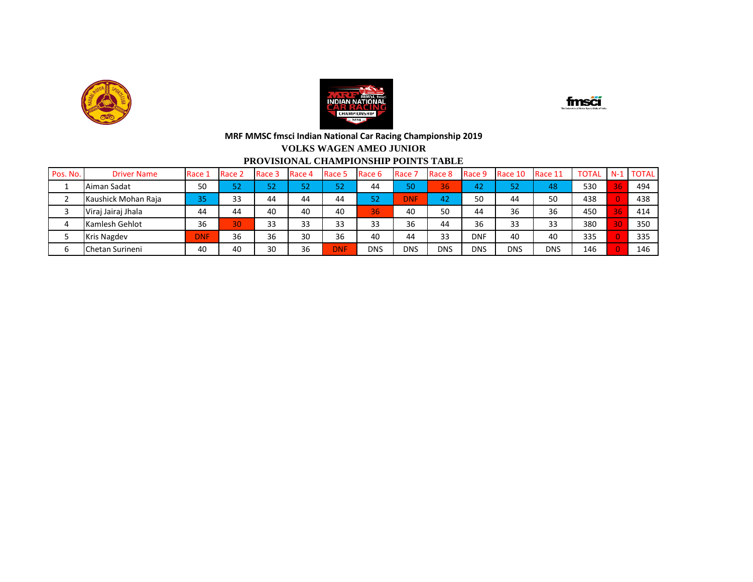**MRF MMSC fmsci Indian National Car Racing Championship 2019**

**VOLKS WAGEN AMEO JUNIOR**

**PROVISIONAL CHAMPIONSHIP POINTS TABLE**

| Pos. No. | Driver Name | Race 1 | Race 2 | Race 3 | Race 4 | Race 5 | Race 6 | Race 7 | Race 8 | Race 9 | Race 10 | Race 11 | TOTAL | N-1 | TOTAL |
|---|---|---|---|---|---|---|---|---|---|---|---|---|---|---|---|
| 1 | Aiman Sadat | 50 | 52 | 52 | 52 | 52 | 44 | 50 | 36 | 42 | 52 | 48 | 530 | 36 | 494 |
| 2 | Kaushick Mohan Raja | 35 | 33 | 44 | 44 | 44 | 52 | DNF | 42 | 50 | 44 | 50 | 438 | 0 | 438 |
| 3 | Viraj Jairaj Jhala | 44 | 44 | 40 | 40 | 40 | 36 | 40 | 50 | 44 | 36 | 36 | 450 | 36 | 414 |
| 4 | Kamlesh Gehlot | 36 | 30 | 33 | 33 | 33 | 33 | 36 | 44 | 36 | 33 | 33 | 380 | 30 | 350 |
| 5 | Kris Nagdev | DNF | 36 | 36 | 30 | 36 | 40 | 44 | 33 | DNF | 40 | 40 | 335 | 0 | 335 |
| 6 | Chetan Surineni | 40 | 40 | 30 | 36 | DNF | DNS | DNS | DNS | DNS | DNS | DNS | 146 | 0 | 146 |